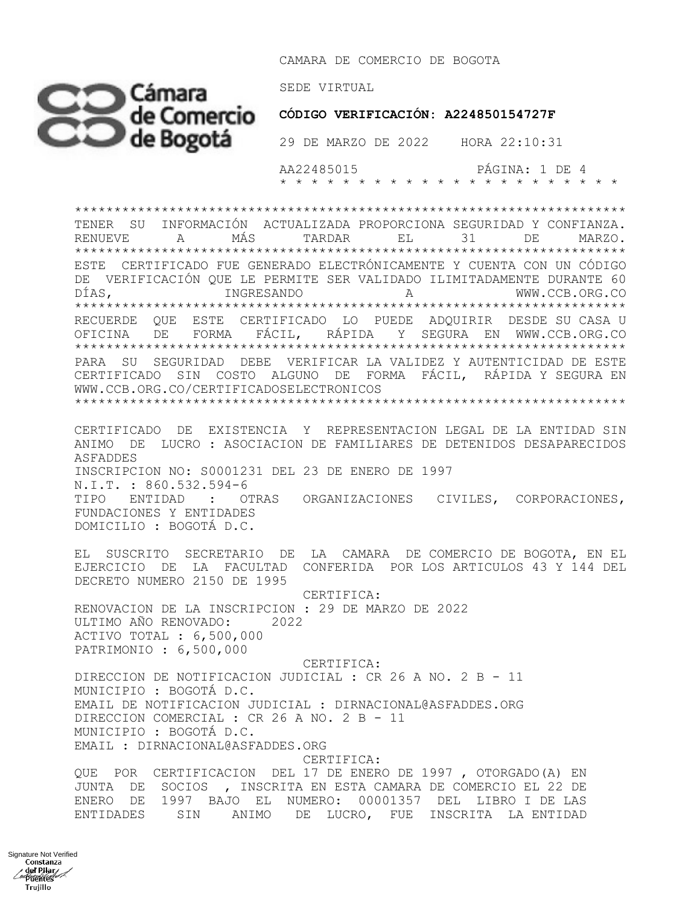CAMARA DE COMERCIO DE BOGOTA

SEDE VIRTUAL

**CÓDIGO VERIFICACIÓN: A224850154727F**

29 DE MARZO DE 2022 HORA 22:10:31

AA22485015 PÁGINA: 1 DE 4

\* \* \* \* \* \* \* \* \* \* \* \* \* \* \* \* \* \* \* \* \* \* \* \* \*

\*\*\*\*\*\*\*\*\*\*\*\*\*\*\*\*\*\*\*\*\*\*\*\*\*\*\*\*\*\*\*\*\*\*\*\*\*\*\*\*\*\*\*\*\*\*\*\*\*\*\*\*\*\*\*\*\*\*\*\*\*\*\*\*

TENER SU INFORMACIÓN ACTUALIZADA PROPORCIONA SEGURIDAD Y CONFIANZA. RENUEVE A MÁS TARDAR EL 31 DE MARZO.

\*\*\*\*\*\*\*\*\*\*\*\*\*\*\*\*\*\*\*\*\*\*\*\*\*\*\*\*\*\*\*\*\*\*\*\*\*\*\*\*\*\*\*\*\*\*\*\*\*\*\*\*\*\*\*\*\*\*\*\*\*\*\*\*

ESTE CERTIFICADO FUE GENERADO ELECTRÓNICAMENTE Y CUENTA CON UN CÓDIGO DE VERIFICACIÓN QUE LE PERMITE SER VALIDADO ILIMITADAMENTE DURANTE 60 DÍAS, INGRESANDO A WWW.CCB.ORG.CO

\*\*\*\*\*\*\*\*\*\*\*\*\*\*\*\*\*\*\*\*\*\*\*\*\*\*\*\*\*\*\*\*\*\*\*\*\*\*\*\*\*\*\*\*\*\*\*\*\*\*\*\*\*\*\*\*\*\*\*\*\*\*\*\*

RECUERDE QUE ESTE CERTIFICADO LO PUEDE ADQUIRIR DESDE SU CASA U OFICINA DE FORMA FÁCIL, RÁPIDA Y SEGURA EN WWW.CCB.ORG.CO

\*\*\*\*\*\*\*\*\*\*\*\*\*\*\*\*\*\*\*\*\*\*\*\*\*\*\*\*\*\*\*\*\*\*\*\*\*\*\*\*\*\*\*\*\*\*\*\*\*\*\*\*\*\*\*\*\*\*\*\*\*\*\*\*

PARA SU SEGURIDAD DEBE VERIFICAR LA VALIDEZ Y AUTENTICIDAD DE ESTE CERTIFICADO SIN COSTO ALGUNO DE FORMA FÁCIL, RÁPIDA Y SEGURA EN WWW.CCB.ORG.CO/CERTIFICADOSELECTRONICOS

\*\*\*\*\*\*\*\*\*\*\*\*\*\*\*\*\*\*\*\*\*\*\*\*\*\*\*\*\*\*\*\*\*\*\*\*\*\*\*\*\*\*\*\*\*\*\*\*\*\*\*\*\*\*\*\*\*\*\*\*\*\*\*\*

CERTIFICADO DE EXISTENCIA Y REPRESENTACION LEGAL DE LA ENTIDAD SIN ANIMO DE LUCRO : ASOCIACION DE FAMILIARES DE DETENIDOS DESAPARECIDOS ASFADDES
INSCRIPCION NO: S0001231 DEL 23 DE ENERO DE 1997
N.I.T. : 860.532.594-6
TIPO ENTIDAD : OTRAS ORGANIZACIONES CIVILES, CORPORACIONES, FUNDACIONES Y ENTIDADES
DOMICILIO : BOGOTÁ D.C.

EL SUSCRITO SECRETARIO DE LA CAMARA DE COMERCIO DE BOGOTA, EN EL EJERCICIO DE LA FACULTAD CONFERIDA POR LOS ARTICULOS 43 Y 144 DEL DECRETO NUMERO 2150 DE 1995

CERTIFICA:

RENOVACION DE LA INSCRIPCION : 29 DE MARZO DE 2022
ULTIMO AÑO RENOVADO: 2022
ACTIVO TOTAL : 6,500,000
PATRIMONIO : 6,500,000

CERTIFICA:

DIRECCION DE NOTIFICACION JUDICIAL : CR 26 A NO. 2 B - 11
MUNICIPIO : BOGOTÁ D.C.
EMAIL DE NOTIFICACION JUDICIAL : DIRNACIONAL@ASFADDES.ORG
DIRECCION COMERCIAL : CR 26 A NO. 2 B - 11
MUNICIPIO : BOGOTÁ D.C.
EMAIL : DIRNACIONAL@ASFADDES.ORG

CERTIFICA:

QUE POR CERTIFICACION DEL 17 DE ENERO DE 1997 , OTORGADO(A) EN JUNTA DE SOCIOS , INSCRITA EN ESTA CAMARA DE COMERCIO EL 22 DE ENERO DE 1997 BAJO EL NUMERO: 00001357 DEL LIBRO I DE LAS ENTIDADES SIN ANIMO DE LUCRO, FUE INSCRITA LA ENTIDAD

Signature Not Verified
Constanza del Pilar Puentes Trujillo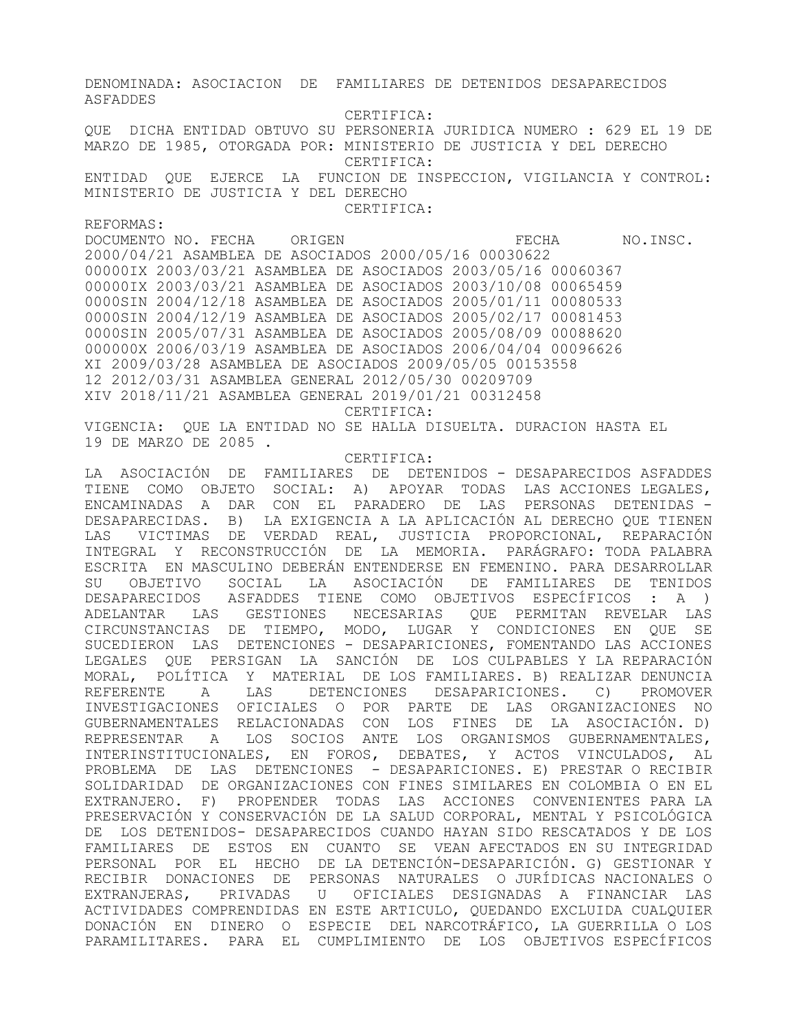DENOMINADA: ASOCIACION DE FAMILIARES DE DETENIDOS DESAPARECIDOS ASFADDES

CERTIFICA:

QUE DICHA ENTIDAD OBTUVO SU PERSONERIA JURIDICA NUMERO : 629 EL 19 DE MARZO DE 1985, OTORGADA POR: MINISTERIO DE JUSTICIA Y DEL DERECHO

CERTIFICA:

ENTIDAD QUE EJERCE LA FUNCION DE INSPECCION, VIGILANCIA Y CONTROL: MINISTERIO DE JUSTICIA Y DEL DERECHO

CERTIFICA:

REFORMAS:

| DOCUMENTO NO. | FECHA | ORIGEN | FECHA | NO.INSC. |
|---|---|---|---|---|
| | 2000/04/21 | ASAMBLEA DE ASOCIADOS | 2000/05/16 | 00030622 |
| 00000IX | 2003/03/21 | ASAMBLEA DE ASOCIADOS | 2003/05/16 | 00060367 |
| 00000IX | 2003/03/21 | ASAMBLEA DE ASOCIADOS | 2003/10/08 | 00065459 |
| 0000SIN | 2004/12/18 | ASAMBLEA DE ASOCIADOS | 2005/01/11 | 00080533 |
| 0000SIN | 2004/12/19 | ASAMBLEA DE ASOCIADOS | 2005/02/17 | 00081453 |
| 0000SIN | 2005/07/31 | ASAMBLEA DE ASOCIADOS | 2005/08/09 | 00088620 |
| 000000X | 2006/03/19 | ASAMBLEA DE ASOCIADOS | 2006/04/04 | 00096626 |
| XI | 2009/03/28 | ASAMBLEA DE ASOCIADOS | 2009/05/05 | 00153558 |
| 12 | 2012/03/31 | ASAMBLEA GENERAL | 2012/05/30 | 00209709 |
| XIV | 2018/11/21 | ASAMBLEA GENERAL | 2019/01/21 | 00312458 |

CERTIFICA:

VIGENCIA: QUE LA ENTIDAD NO SE HALLA DISUELTA. DURACION HASTA EL 19 DE MARZO DE 2085 .

CERTIFICA:

LA ASOCIACIÓN DE FAMILIARES DE DETENIDOS - DESAPARECIDOS ASFADDES TIENE COMO OBJETO SOCIAL: A) APOYAR TODAS LAS ACCIONES LEGALES, ENCAMINADAS A DAR CON EL PARADERO DE LAS PERSONAS DETENIDAS - DESAPARECIDAS. B) LA EXIGENCIA A LA APLICACIÓN AL DERECHO QUE TIENEN LAS VICTIMAS DE VERDAD REAL, JUSTICIA PROPORCIONAL, REPARACIÓN INTEGRAL Y RECONSTRUCCIÓN DE LA MEMORIA. PARÁGRAFO: TODA PALABRA ESCRITA EN MASCULINO DEBERÁN ENTENDERSE EN FEMENINO. PARA DESARROLLAR SU OBJETIVO SOCIAL LA ASOCIACIÓN DE FAMILIARES DE TENIDOS DESAPARECIDOS ASFADDES TIENE COMO OBJETIVOS ESPECÍFICOS : A ) ADELANTAR LAS GESTIONES NECESARIAS QUE PERMITAN REVELAR LAS CIRCUNSTANCIAS DE TIEMPO, MODO, LUGAR Y CONDICIONES EN QUE SE SUCEDIERON LAS DETENCIONES - DESAPARICIONES, FOMENTANDO LAS ACCIONES LEGALES QUE PERSIGAN LA SANCIÓN DE LOS CULPABLES Y LA REPARACIÓN MORAL, POLÍTICA Y MATERIAL DE LOS FAMILIARES. B) REALIZAR DENUNCIA REFERENTE A LAS DETENCIONES DESAPARICIONES. C) PROMOVER INVESTIGACIONES OFICIALES O POR PARTE DE LAS ORGANIZACIONES NO GUBERNAMENTALES RELACIONADAS CON LOS FINES DE LA ASOCIACIÓN. D) REPRESENTAR A LOS SOCIOS ANTE LOS ORGANISMOS GUBERNAMENTALES, INTERINSTITUCIONALES, EN FOROS, DEBATES, Y ACTOS VINCULADOS, AL PROBLEMA DE LAS DETENCIONES - DESAPARICIONES. E) PRESTAR O RECIBIR SOLIDARIDAD DE ORGANIZACIONES CON FINES SIMILARES EN COLOMBIA O EN EL EXTRANJERO. F) PROPENDER TODAS LAS ACCIONES CONVENIENTES PARA LA PRESERVACIÓN Y CONSERVACIÓN DE LA SALUD CORPORAL, MENTAL Y PSICOLÓGICA DE LOS DETENIDOS- DESAPARECIDOS CUANDO HAYAN SIDO RESCATADOS Y DE LOS FAMILIARES DE ESTOS EN CUANTO SE VEAN AFECTADOS EN SU INTEGRIDAD PERSONAL POR EL HECHO DE LA DETENCIÓN-DESAPARICIÓN. G) GESTIONAR Y RECIBIR DONACIONES DE PERSONAS NATURALES O JURÍDICAS NACIONALES O EXTRANJERAS, PRIVADAS U OFICIALES DESIGNADAS A FINANCIAR LAS ACTIVIDADES COMPRENDIDAS EN ESTE ARTICULO, QUEDANDO EXCLUIDA CUALQUIER DONACIÓN EN DINERO O ESPECIE DEL NARCOTRÁFICO, LA GUERRILLA O LOS PARAMILITARES. PARA EL CUMPLIMIENTO DE LOS OBJETIVOS ESPECÍFICOS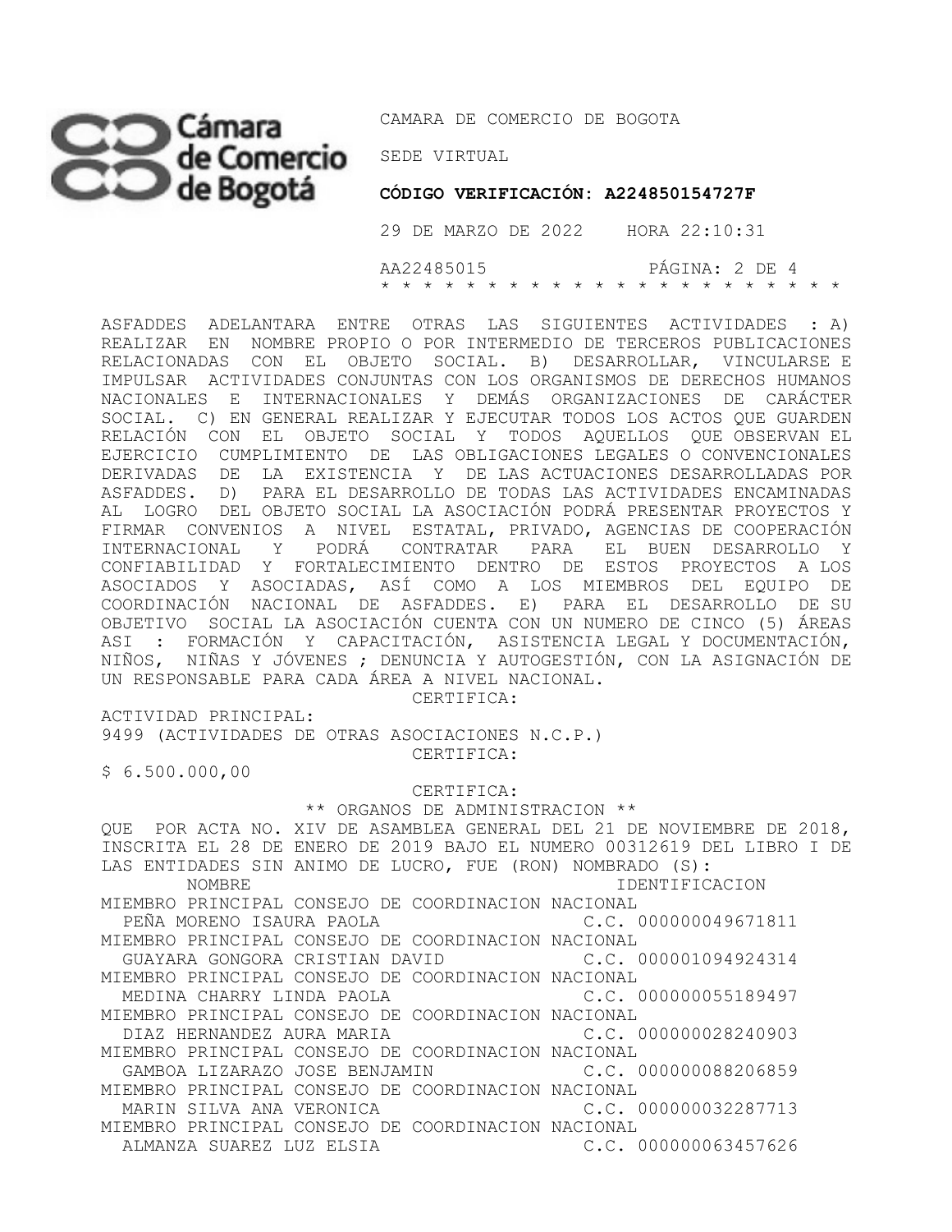ASFADDES ADELANTARA ENTRE OTRAS LAS SIGUIENTES ACTIVIDADES : A) REALIZAR EN NOMBRE PROPIO O POR INTERMEDIO DE TERCEROS PUBLICACIONES RELACIONADAS CON EL OBJETO SOCIAL. B) DESARROLLAR, VINCULARSE E IMPULSAR ACTIVIDADES CONJUNTAS CON LOS ORGANISMOS DE DERECHOS HUMANOS NACIONALES E INTERNACIONALES Y DEMÁS ORGANIZACIONES DE CARÁCTER SOCIAL. C) EN GENERAL REALIZAR Y EJECUTAR TODOS LOS ACTOS QUE GUARDEN RELACIÓN CON EL OBJETO SOCIAL Y TODOS AQUELLOS QUE OBSERVAN EL EJERCICIO CUMPLIMIENTO DE LAS OBLIGACIONES LEGALES O CONVENCIONALES DERIVADAS DE LA EXISTENCIA Y DE LAS ACTUACIONES DESARROLLADAS POR ASFADDES. D) PARA EL DESARROLLO DE TODAS LAS ACTIVIDADES ENCAMINADAS AL LOGRO DEL OBJETO SOCIAL LA ASOCIACIÓN PODRÁ PRESENTAR PROYECTOS Y FIRMAR CONVENIOS A NIVEL ESTATAL, PRIVADO, AGENCIAS DE COOPERACIÓN INTERNACIONAL Y PODRÁ CONTRATAR PARA EL BUEN DESARROLLO Y CONFIABILIDAD Y FORTALECIMIENTO DENTRO DE ESTOS PROYECTOS A LOS ASOCIADOS Y ASOCIADAS, ASÍ COMO A LOS MIEMBROS DEL EQUIPO DE COORDINACIÓN NACIONAL DE ASFADDES. E) PARA EL DESARROLLO DE SU OBJETIVO SOCIAL LA ASOCIACIÓN CUENTA CON UN NUMERO DE CINCO (5) ÁREAS ASI : FORMACIÓN Y CAPACITACIÓN, ASISTENCIA LEGAL Y DOCUMENTACIÓN, NIÑOS, NIÑAS Y JÓVENES ; DENUNCIA Y AUTOGESTIÓN, CON LA ASIGNACIÓN DE UN RESPONSABLE PARA CADA ÁREA A NIVEL NACIONAL.

CERTIFICA:

ACTIVIDAD PRINCIPAL:
9499 (ACTIVIDADES DE OTRAS ASOCIACIONES N.C.P.)

CERTIFICA:

$ 6.500.000,00

CERTIFICA:

** ORGANOS DE ADMINISTRACION **

QUE POR ACTA NO. XIV DE ASAMBLEA GENERAL DEL 21 DE NOVIEMBRE DE 2018, INSCRITA EL 28 DE ENERO DE 2019 BAJO EL NUMERO 00312619 DEL LIBRO I DE LAS ENTIDADES SIN ANIMO DE LUCRO, FUE (RON) NOMBRADO (S):

| NOMBRE | IDENTIFICACION |
|---|---|
| MIEMBRO PRINCIPAL CONSEJO DE COORDINACION NACIONAL | |
| PEÑA MORENO ISAURA PAOLA | C.C. 000000049671811 |
| MIEMBRO PRINCIPAL CONSEJO DE COORDINACION NACIONAL | |
| GUAYARA GONGORA CRISTIAN DAVID | C.C. 000001094924314 |
| MIEMBRO PRINCIPAL CONSEJO DE COORDINACION NACIONAL | |
| MEDINA CHARRY LINDA PAOLA | C.C. 000000055189497 |
| MIEMBRO PRINCIPAL CONSEJO DE COORDINACION NACIONAL | |
| DIAZ HERNANDEZ AURA MARIA | C.C. 000000028240903 |
| MIEMBRO PRINCIPAL CONSEJO DE COORDINACION NACIONAL | |
| GAMBOA LIZARAZO JOSE BENJAMIN | C.C. 000000088206859 |
| MIEMBRO PRINCIPAL CONSEJO DE COORDINACION NACIONAL | |
| MARIN SILVA ANA VERONICA | C.C. 000000032287713 |
| MIEMBRO PRINCIPAL CONSEJO DE COORDINACION NACIONAL | |
| ALMANZA SUAREZ LUZ ELSIA | C.C. 000000063457626 |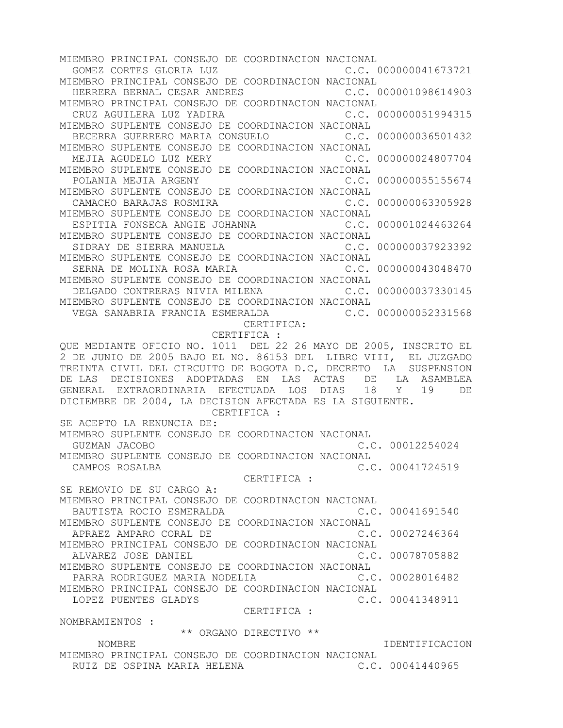MIEMBRO PRINCIPAL CONSEJO DE COORDINACION NACIONAL
GOMEZ CORTES GLORIA LUZ C.C. 000000041673721
MIEMBRO PRINCIPAL CONSEJO DE COORDINACION NACIONAL
HERRERA BERNAL CESAR ANDRES C.C. 000001098614903
MIEMBRO PRINCIPAL CONSEJO DE COORDINACION NACIONAL
CRUZ AGUILERA LUZ YADIRA C.C. 000000051994315
MIEMBRO SUPLENTE CONSEJO DE COORDINACION NACIONAL
BECERRA GUERRERO MARIA CONSUELO C.C. 000000036501432
MIEMBRO SUPLENTE CONSEJO DE COORDINACION NACIONAL
MEJIA AGUDELO LUZ MERY C.C. 000000024807704
MIEMBRO SUPLENTE CONSEJO DE COORDINACION NACIONAL
POLANIA MEJIA ARGENY C.C. 000000055155674
MIEMBRO SUPLENTE CONSEJO DE COORDINACION NACIONAL
CAMACHO BARAJAS ROSMIRA C.C. 000000063305928
MIEMBRO SUPLENTE CONSEJO DE COORDINACION NACIONAL
ESPITIA FONSECA ANGIE JOHANNA C.C. 000001024463264
MIEMBRO SUPLENTE CONSEJO DE COORDINACION NACIONAL
SIDRAY DE SIERRA MANUELA C.C. 000000037923392
MIEMBRO SUPLENTE CONSEJO DE COORDINACION NACIONAL
SERNA DE MOLINA ROSA MARIA C.C. 000000043048470
MIEMBRO SUPLENTE CONSEJO DE COORDINACION NACIONAL
DELGADO CONTRERAS NIVIA MILENA C.C. 000000037330145
MIEMBRO SUPLENTE CONSEJO DE COORDINACION NACIONAL
VEGA SANABRIA FRANCIA ESMERALDA C.C. 000000052331568

CERTIFICA:

CERTIFICA :

QUE MEDIANTE OFICIO NO. 1011 DEL 22 26 MAYO DE 2005, INSCRITO EL 2 DE JUNIO DE 2005 BAJO EL NO. 86153 DEL LIBRO VIII, EL JUZGADO TREINTA CIVIL DEL CIRCUITO DE BOGOTA D.C, DECRETO LA SUSPENSION DE LAS DECISIONES ADOPTADAS EN LAS ACTAS DE LA ASAMBLEA GENERAL EXTRAORDINARIA EFECTUADA LOS DIAS 18 Y 19 DE DICIEMBRE DE 2004, LA DECISION AFECTADA ES LA SIGUIENTE.

CERTIFICA :

SE ACEPTO LA RENUNCIA DE:
MIEMBRO SUPLENTE CONSEJO DE COORDINACION NACIONAL
GUZMAN JACOBO C.C. 00012254024
MIEMBRO SUPLENTE CONSEJO DE COORDINACION NACIONAL
CAMPOS ROSALBA C.C. 00041724519

CERTIFICA :

SE REMOVIO DE SU CARGO A:
MIEMBRO PRINCIPAL CONSEJO DE COORDINACION NACIONAL
BAUTISTA ROCIO ESMERALDA C.C. 00041691540
MIEMBRO SUPLENTE CONSEJO DE COORDINACION NACIONAL
APRAEZ AMPARO CORAL DE C.C. 00027246364
MIEMBRO PRINCIPAL CONSEJO DE COORDINACION NACIONAL
ALVAREZ JOSE DANIEL C.C. 00078705882
MIEMBRO SUPLENTE CONSEJO DE COORDINACION NACIONAL
PARRA RODRIGUEZ MARIA NODELIA C.C. 00028016482
MIEMBRO PRINCIPAL CONSEJO DE COORDINACION NACIONAL
LOPEZ PUENTES GLADYS C.C. 00041348911

CERTIFICA :

NOMBRAMIENTOS :

** ORGANO DIRECTIVO **

NOMBRE IDENTIFICACION
MIEMBRO PRINCIPAL CONSEJO DE COORDINACION NACIONAL
RUIZ DE OSPINA MARIA HELENA C.C. 00041440965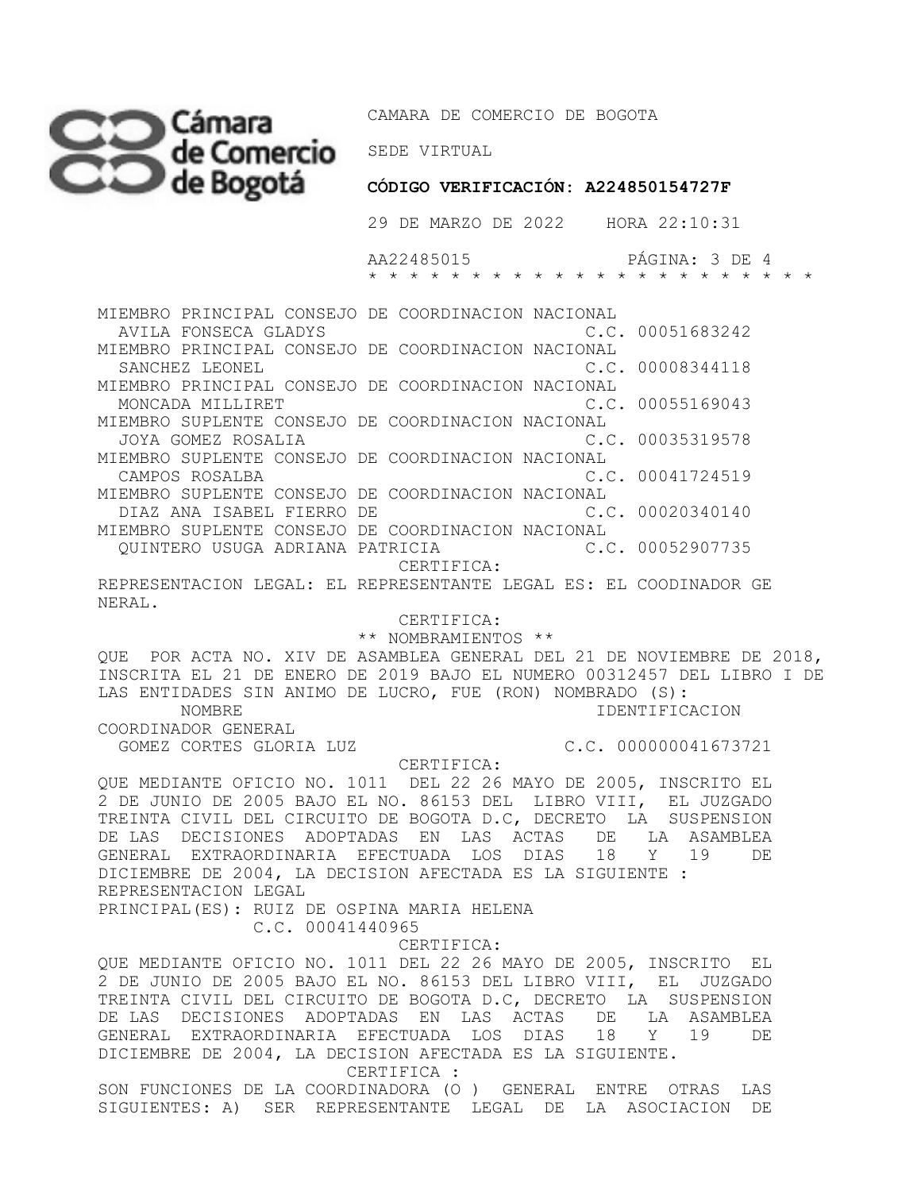MIEMBRO PRINCIPAL CONSEJO DE COORDINACION NACIONAL
AVILA FONSECA GLADYS C.C. 00051683242
MIEMBRO PRINCIPAL CONSEJO DE COORDINACION NACIONAL
SANCHEZ LEONEL C.C. 00008344118
MIEMBRO PRINCIPAL CONSEJO DE COORDINACION NACIONAL
MONCADA MILLIRET C.C. 00055169043
MIEMBRO SUPLENTE CONSEJO DE COORDINACION NACIONAL
JOYA GOMEZ ROSALIA C.C. 00035319578
MIEMBRO SUPLENTE CONSEJO DE COORDINACION NACIONAL
CAMPOS ROSALBA C.C. 00041724519
MIEMBRO SUPLENTE CONSEJO DE COORDINACION NACIONAL
DIAZ ANA ISABEL FIERRO DE C.C. 00020340140
MIEMBRO SUPLENTE CONSEJO DE COORDINACION NACIONAL
QUINTERO USUGA ADRIANA PATRICIA C.C. 00052907735

CERTIFICA:

REPRESENTACION LEGAL: EL REPRESENTANTE LEGAL ES: EL COODINADOR GE NERAL.

CERTIFICA:

** NOMBRAMIENTOS **

QUE POR ACTA NO. XIV DE ASAMBLEA GENERAL DEL 21 DE NOVIEMBRE DE 2018, INSCRITA EL 21 DE ENERO DE 2019 BAJO EL NUMERO 00312457 DEL LIBRO I DE LAS ENTIDADES SIN ANIMO DE LUCRO, FUE (RON) NOMBRADO (S):

NOMBRE IDENTIFICACION
COORDINADOR GENERAL
GOMEZ CORTES GLORIA LUZ C.C. 000000041673721

CERTIFICA:

QUE MEDIANTE OFICIO NO. 1011 DEL 22 26 MAYO DE 2005, INSCRITO EL 2 DE JUNIO DE 2005 BAJO EL NO. 86153 DEL LIBRO VIII, EL JUZGADO TREINTA CIVIL DEL CIRCUITO DE BOGOTA D.C, DECRETO LA SUSPENSION DE LAS DECISIONES ADOPTADAS EN LAS ACTAS DE LA ASAMBLEA GENERAL EXTRAORDINARIA EFECTUADA LOS DIAS 18 Y 19 DE DICIEMBRE DE 2004, LA DECISION AFECTADA ES LA SIGUIENTE :
REPRESENTACION LEGAL
PRINCIPAL(ES): RUIZ DE OSPINA MARIA HELENA
C.C. 00041440965

CERTIFICA:

QUE MEDIANTE OFICIO NO. 1011 DEL 22 26 MAYO DE 2005, INSCRITO EL 2 DE JUNIO DE 2005 BAJO EL NO. 86153 DEL LIBRO VIII, EL JUZGADO TREINTA CIVIL DEL CIRCUITO DE BOGOTA D.C, DECRETO LA SUSPENSION DE LAS DECISIONES ADOPTADAS EN LAS ACTAS DE LA ASAMBLEA GENERAL EXTRAORDINARIA EFECTUADA LOS DIAS 18 Y 19 DE DICIEMBRE DE 2004, LA DECISION AFECTADA ES LA SIGUIENTE.

CERTIFICA :

SON FUNCIONES DE LA COORDINADORA (O ) GENERAL ENTRE OTRAS LAS SIGUIENTES: A) SER REPRESENTANTE LEGAL DE LA ASOCIACION DE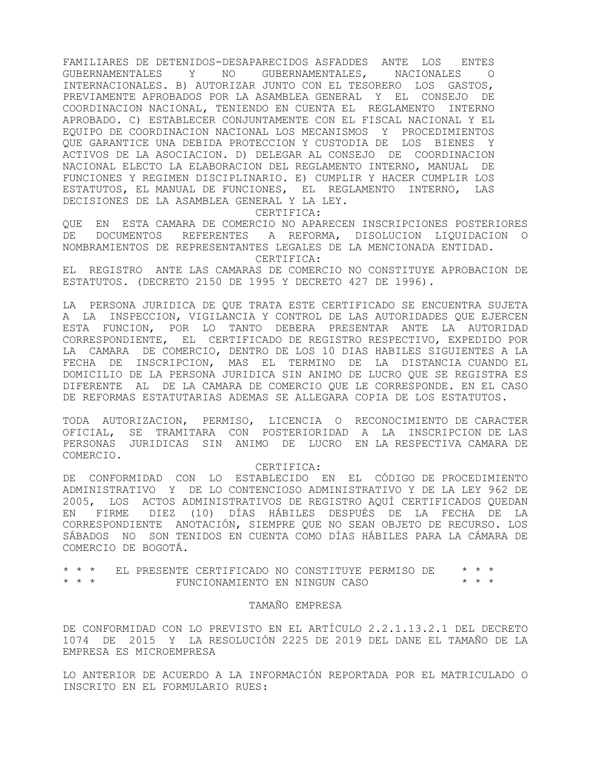FAMILIARES DE DETENIDOS-DESAPARECIDOS ASFADDES ANTE LOS ENTES GUBERNAMENTALES Y NO GUBERNAMENTALES, NACIONALES O INTERNACIONALES. B) AUTORIZAR JUNTO CON EL TESORERO LOS GASTOS, PREVIAMENTE APROBADOS POR LA ASAMBLEA GENERAL Y EL CONSEJO DE COORDINACION NACIONAL, TENIENDO EN CUENTA EL REGLAMENTO INTERNO APROBADO. C) ESTABLECER CONJUNTAMENTE CON EL FISCAL NACIONAL Y EL EQUIPO DE COORDINACION NACIONAL LOS MECANISMOS Y PROCEDIMIENTOS QUE GARANTICE UNA DEBIDA PROTECCION Y CUSTODIA DE LOS BIENES Y ACTIVOS DE LA ASOCIACION. D) DELEGAR AL CONSEJO DE COORDINACION NACIONAL ELECTO LA ELABORACION DEL REGLAMENTO INTERNO, MANUAL DE FUNCIONES Y REGIMEN DISCIPLINARIO. E) CUMPLIR Y HACER CUMPLIR LOS ESTATUTOS, EL MANUAL DE FUNCIONES, EL REGLAMENTO INTERNO, LAS DECISIONES DE LA ASAMBLEA GENERAL Y LA LEY.

CERTIFICA:

QUE EN ESTA CAMARA DE COMERCIO NO APARECEN INSCRIPCIONES POSTERIORES DE DOCUMENTOS REFERENTES A REFORMA, DISOLUCION LIQUIDACION O NOMBRAMIENTOS DE REPRESENTANTES LEGALES DE LA MENCIONADA ENTIDAD.

CERTIFICA:

EL REGISTRO ANTE LAS CAMARAS DE COMERCIO NO CONSTITUYE APROBACION DE ESTATUTOS. (DECRETO 2150 DE 1995 Y DECRETO 427 DE 1996).

LA PERSONA JURIDICA DE QUE TRATA ESTE CERTIFICADO SE ENCUENTRA SUJETA A LA INSPECCION, VIGILANCIA Y CONTROL DE LAS AUTORIDADES QUE EJERCEN ESTA FUNCION, POR LO TANTO DEBERA PRESENTAR ANTE LA AUTORIDAD CORRESPONDIENTE, EL CERTIFICADO DE REGISTRO RESPECTIVO, EXPEDIDO POR LA CAMARA DE COMERCIO, DENTRO DE LOS 10 DIAS HABILES SIGUIENTES A LA FECHA DE INSCRIPCION, MAS EL TERMINO DE LA DISTANCIA CUANDO EL DOMICILIO DE LA PERSONA JURIDICA SIN ANIMO DE LUCRO QUE SE REGISTRA ES DIFERENTE AL DE LA CAMARA DE COMERCIO QUE LE CORRESPONDE. EN EL CASO DE REFORMAS ESTATUTARIAS ADEMAS SE ALLEGARA COPIA DE LOS ESTATUTOS.

TODA AUTORIZACION, PERMISO, LICENCIA O RECONOCIMIENTO DE CARACTER OFICIAL, SE TRAMITARA CON POSTERIORIDAD A LA INSCRIPCION DE LAS PERSONAS JURIDICAS SIN ANIMO DE LUCRO EN LA RESPECTIVA CAMARA DE COMERCIO.

CERTIFICA:

DE CONFORMIDAD CON LO ESTABLECIDO EN EL CÓDIGO DE PROCEDIMIENTO ADMINISTRATIVO Y DE LO CONTENCIOSO ADMINISTRATIVO Y DE LA LEY 962 DE 2005, LOS ACTOS ADMINISTRATIVOS DE REGISTRO AQUÍ CERTIFICADOS QUEDAN EN FIRME DIEZ (10) DÍAS HÁBILES DESPUÉS DE LA FECHA DE LA CORRESPONDIENTE ANOTACIÓN, SIEMPRE QUE NO SEAN OBJETO DE RECURSO. LOS SÁBADOS NO SON TENIDOS EN CUENTA COMO DÍAS HÁBILES PARA LA CÁMARA DE COMERCIO DE BOGOTÁ.

\* \* \* EL PRESENTE CERTIFICADO NO CONSTITUYE PERMISO DE \* \* \*
\* \* \* FUNCIONAMIENTO EN NINGUN CASO \* \* \*

TAMAÑO EMPRESA

DE CONFORMIDAD CON LO PREVISTO EN EL ARTÍCULO 2.2.1.13.2.1 DEL DECRETO 1074 DE 2015 Y LA RESOLUCIÓN 2225 DE 2019 DEL DANE EL TAMAÑO DE LA EMPRESA ES MICROEMPRESA

LO ANTERIOR DE ACUERDO A LA INFORMACIÓN REPORTADA POR EL MATRICULADO O INSCRITO EN EL FORMULARIO RUES: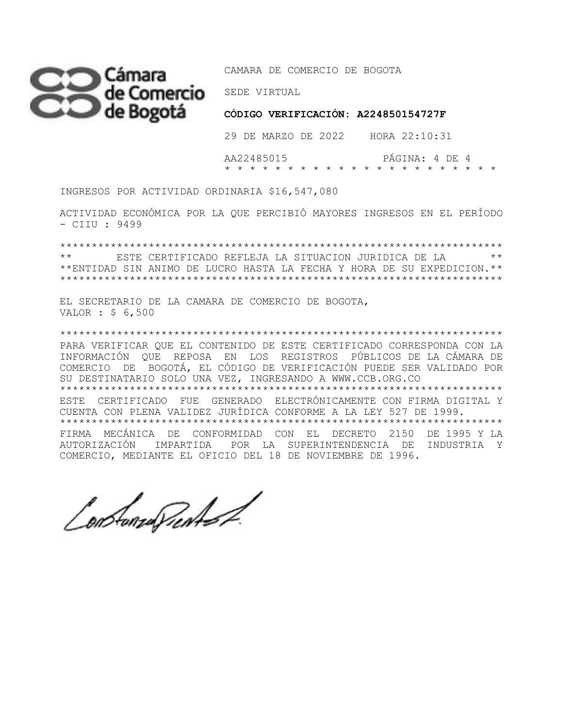INGRESOS POR ACTIVIDAD ORDINARIA $16,547,080

ACTIVIDAD ECONÓMICA POR LA QUE PERCIBIÓ MAYORES INGRESOS EN EL PERÍODO - CIIU : 9499

**********************************************************************
** ESTE CERTIFICADO REFLEJA LA SITUACION JURIDICA DE LA **
**ENTIDAD SIN ANIMO DE LUCRO HASTA LA FECHA Y HORA DE SU EXPEDICION.**
**********************************************************************

EL SECRETARIO DE LA CAMARA DE COMERCIO DE BOGOTA,
VALOR : $ 6,500

**********************************************************************

PARA VERIFICAR QUE EL CONTENIDO DE ESTE CERTIFICADO CORRESPONDA CON LA INFORMACIÓN QUE REPOSA EN LOS REGISTROS PÚBLICOS DE LA CÁMARA DE COMERCIO DE BOGOTÁ, EL CÓDIGO DE VERIFICACIÓN PUEDE SER VALIDADO POR SU DESTINATARIO SOLO UNA VEZ, INGRESANDO A WWW.CCB.ORG.CO

**********************************************************************

ESTE CERTIFICADO FUE GENERADO ELECTRÓNICAMENTE CON FIRMA DIGITAL Y CUENTA CON PLENA VALIDEZ JURÍDICA CONFORME A LA LEY 527 DE 1999.

**********************************************************************

FIRMA MECÁNICA DE CONFORMIDAD CON EL DECRETO 2150 DE 1995 Y LA AUTORIZACIÓN IMPARTIDA POR LA SUPERINTENDENCIA DE INDUSTRIA Y COMERCIO, MEDIANTE EL OFICIO DEL 18 DE NOVIEMBRE DE 1996.